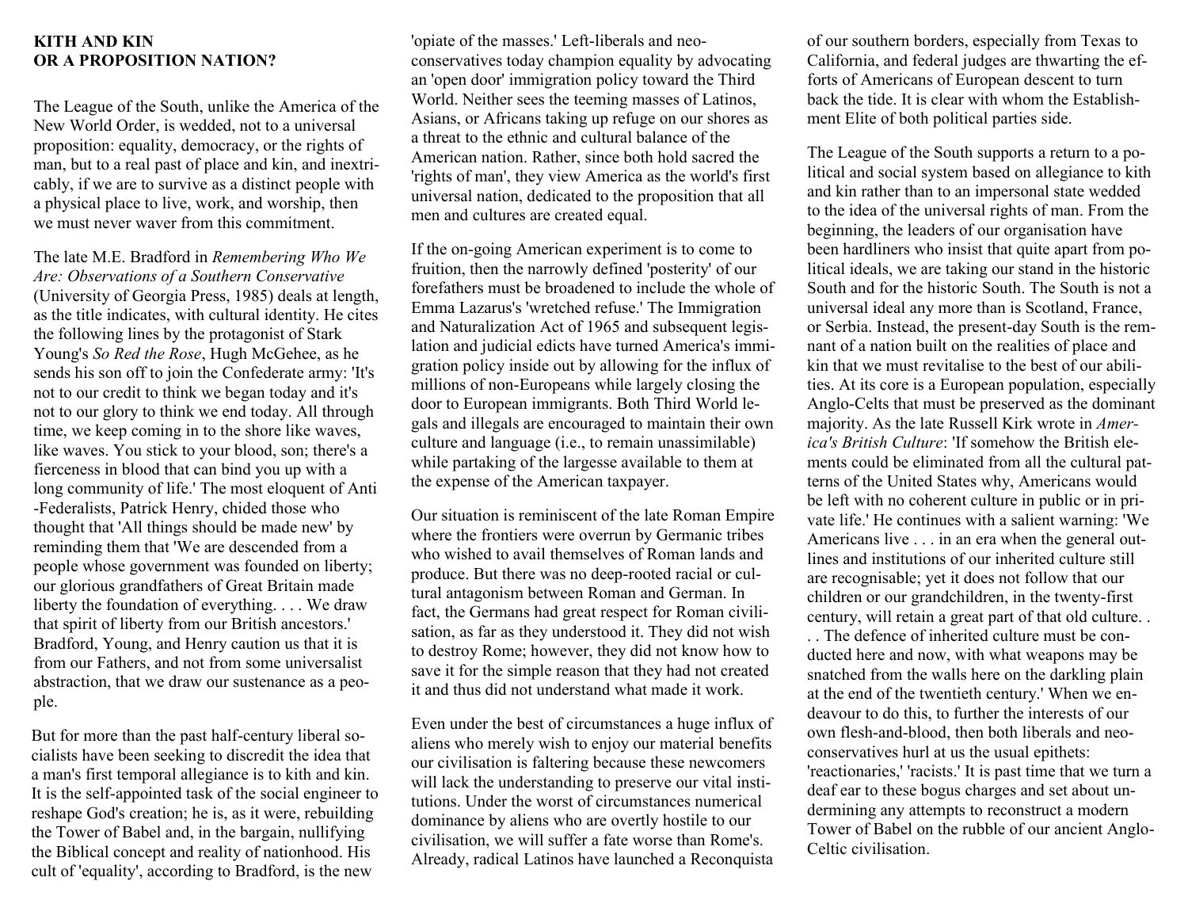**KITH AND KIN**
**OR A PROPOSITION NATION?**

The League of the South, unlike the America of the New World Order, is wedded, not to a universal proposition: equality, democracy, or the rights of man, but to a real past of place and kin, and inextricably, if we are to survive as a distinct people with a physical place to live, work, and worship, then we must never waver from this commitment.

The late M.E. Bradford in *Remembering Who We Are: Observations of a Southern Conservative* (University of Georgia Press, 1985) deals at length, as the title indicates, with cultural identity. He cites the following lines by the protagonist of Stark Young's *So Red the Rose*, Hugh McGehee, as he sends his son off to join the Confederate army: 'It's not to our credit to think we began today and it's not to our glory to think we end today. All through time, we keep coming in to the shore like waves, like waves. You stick to your blood, son; there's a fierceness in blood that can bind you up with a long community of life.' The most eloquent of Anti-Federalists, Patrick Henry, chided those who thought that 'All things should be made new' by reminding them that 'We are descended from a people whose government was founded on liberty; our glorious grandfathers of Great Britain made liberty the foundation of everything. . . . We draw that spirit of liberty from our British ancestors.' Bradford, Young, and Henry caution us that it is from our Fathers, and not from some universalist abstraction, that we draw our sustenance as a people.

But for more than the past half-century liberal socialists have been seeking to discredit the idea that a man's first temporal allegiance is to kith and kin. It is the self-appointed task of the social engineer to reshape God's creation; he is, as it were, rebuilding the Tower of Babel and, in the bargain, nullifying the Biblical concept and reality of nationhood. His cult of 'equality', according to Bradford, is the new 'opiate of the masses.' Left-liberals and neo-conservatives today champion equality by advocating an 'open door' immigration policy toward the Third World. Neither sees the teeming masses of Latinos, Asians, or Africans taking up refuge on our shores as a threat to the ethnic and cultural balance of the American nation. Rather, since both hold sacred the 'rights of man', they view America as the world's first universal nation, dedicated to the proposition that all men and cultures are created equal.

If the on-going American experiment is to come to fruition, then the narrowly defined 'posterity' of our forefathers must be broadened to include the whole of Emma Lazarus's 'wretched refuse.' The Immigration and Naturalization Act of 1965 and subsequent legislation and judicial edicts have turned America's immigration policy inside out by allowing for the influx of millions of non-Europeans while largely closing the door to European immigrants. Both Third World legals and illegals are encouraged to maintain their own culture and language (i.e., to remain unassimilable) while partaking of the largesse available to them at the expense of the American taxpayer.

Our situation is reminiscent of the late Roman Empire where the frontiers were overrun by Germanic tribes who wished to avail themselves of Roman lands and produce. But there was no deep-rooted racial or cultural antagonism between Roman and German. In fact, the Germans had great respect for Roman civilisation, as far as they understood it. They did not wish to destroy Rome; however, they did not know how to save it for the simple reason that they had not created it and thus did not understand what made it work.

Even under the best of circumstances a huge influx of aliens who merely wish to enjoy our material benefits our civilisation is faltering because these newcomers will lack the understanding to preserve our vital institutions. Under the worst of circumstances numerical dominance by aliens who are overtly hostile to our civilisation, we will suffer a fate worse than Rome's. Already, radical Latinos have launched a Reconquista of our southern borders, especially from Texas to California, and federal judges are thwarting the efforts of Americans of European descent to turn back the tide. It is clear with whom the Establishment Elite of both political parties side.

The League of the South supports a return to a political and social system based on allegiance to kith and kin rather than to an impersonal state wedded to the idea of the universal rights of man. From the beginning, the leaders of our organisation have been hardliners who insist that quite apart from political ideals, we are taking our stand in the historic South and for the historic South. The South is not a universal ideal any more than is Scotland, France, or Serbia. Instead, the present-day South is the remnant of a nation built on the realities of place and kin that we must revitalise to the best of our abilities. At its core is a European population, especially Anglo-Celts that must be preserved as the dominant majority. As the late Russell Kirk wrote in *America's British Culture*: 'If somehow the British elements could be eliminated from all the cultural patterns of the United States why, Americans would be left with no coherent culture in public or in private life.' He continues with a salient warning: 'We Americans live . . . in an era when the general outlines and institutions of our inherited culture still are recognisable; yet it does not follow that our children or our grandchildren, in the twenty-first century, will retain a great part of that old culture. . . . The defence of inherited culture must be conducted here and now, with what weapons may be snatched from the walls here on the darkling plain at the end of the twentieth century.' When we endeavour to do this, to further the interests of our own flesh-and-blood, then both liberals and neo-conservatives hurl at us the usual epithets: 'reactionaries,' 'racists.' It is past time that we turn a deaf ear to these bogus charges and set about undermining any attempts to reconstruct a modern Tower of Babel on the rubble of our ancient Anglo-Celtic civilisation.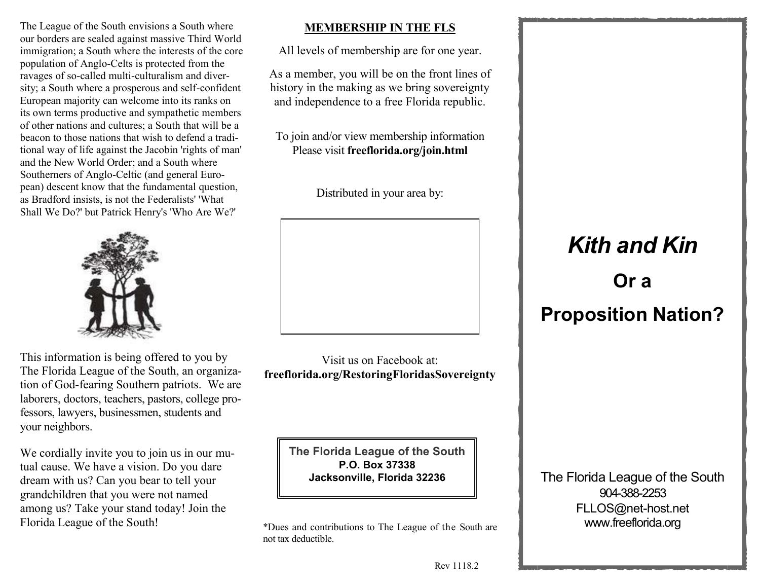The League of the South envisions a South where our borders are sealed against massive Third World immigration; a South where the interests of the core population of Anglo-Celts is protected from the ravages of so-called multi-culturalism and diversity; a South where a prosperous and self-confident European majority can welcome into its ranks on its own terms productive and sympathetic members of other nations and cultures; a South that will be a beacon to those nations that wish to defend a traditional way of life against the Jacobin 'rights of man' and the New World Order; and a South where Southerners of Anglo-Celtic (and general European) descent know that the fundamental question, as Bradford insists, is not the Federalists' 'What Shall We Do?' but Patrick Henry's 'Who Are We?'

This information is being offered to you by The Florida League of the South, an organization of God-fearing Southern patriots. We are laborers, doctors, teachers, pastors, college professors, lawyers, businessmen, students and your neighbors.

We cordially invite you to join us in our mutual cause. We have a vision. Do you dare dream with us? Can you bear to tell your grandchildren that you were not named among us? Take your stand today! Join the Florida League of the South!

**MEMBERSHIP IN THE FLS**

All levels of membership are for one year.

As a member, you will be on the front lines of history in the making as we bring sovereignty and independence to a free Florida republic.

To join and/or view membership information Please visit **freeflorida.org/join.html**

Distributed in your area by:

Visit us on Facebook at:
**freeflorida.org/RestoringFloridasSovereignty**

**The Florida League of the South**
**P.O. Box 37338**
**Jacksonville, Florida 32236**

*Dues and contributions to The League of the South are not tax deductible.

Rev 1118.2

# *Kith and Kin*

# Or a

# Proposition Nation?

The Florida League of the South
904-388-2253
FLLOS@net-host.net
www.freeflorida.org